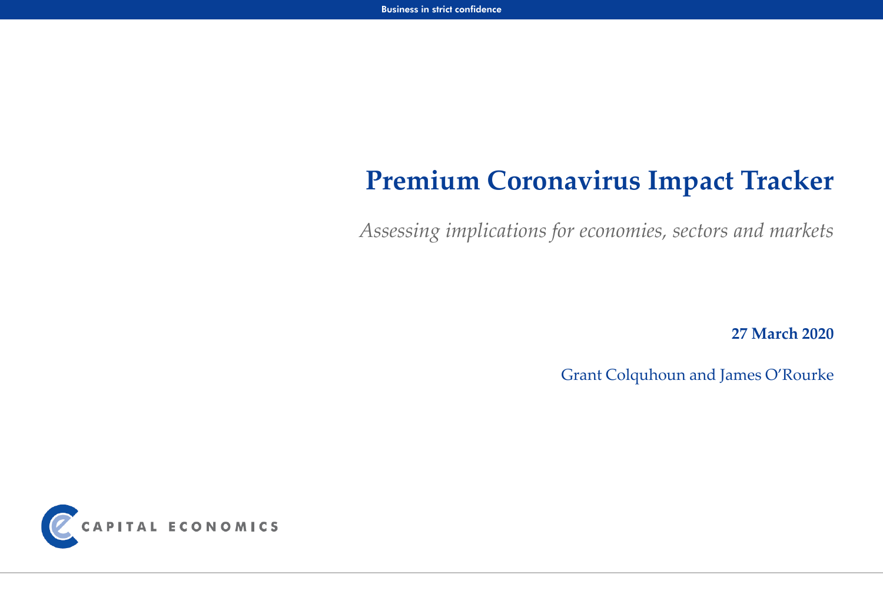Business in strict confidence

# Premium Coronavirus Impact Tracker

*Assessing implications for economies, sectors and markets*

**27 March 2020**

Grant Colquhoun and James O'Rourke

CAPITAL ECONOMICS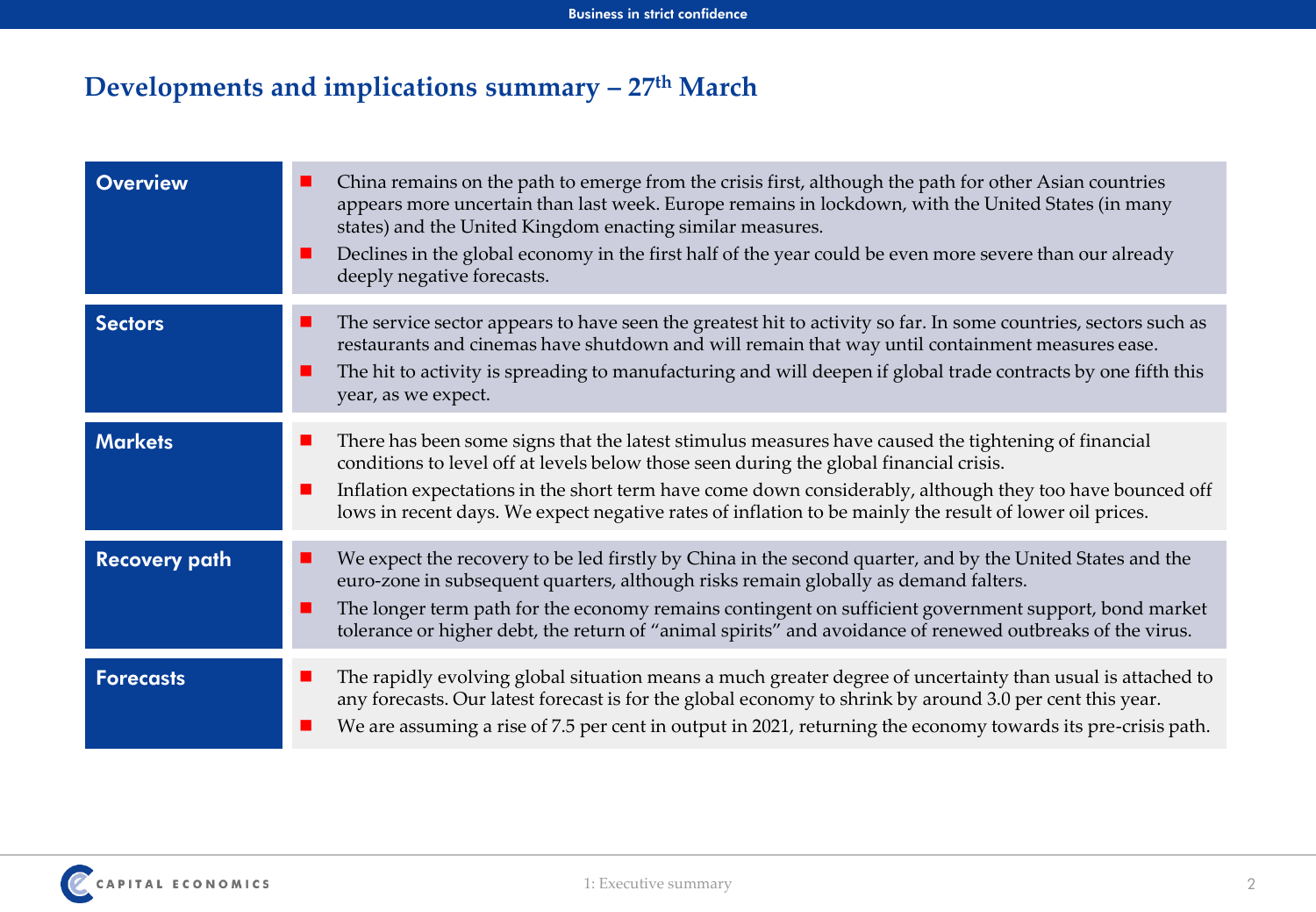# Developments and implications summary – 27th March

| | |
|---|---|
| **Overview** | ▪ China remains on the path to emerge from the crisis first, although the path for other Asian countries appears more uncertain than last week. Europe remains in lockdown, with the United States (in many states) and the United Kingdom enacting similar measures.<br>▪ Declines in the global economy in the first half of the year could be even more severe than our already deeply negative forecasts. |
| **Sectors** | ▪ The service sector appears to have seen the greatest hit to activity so far. In some countries, sectors such as restaurants and cinemas have shutdown and will remain that way until containment measures ease.<br>▪ The hit to activity is spreading to manufacturing and will deepen if global trade contracts by one fifth this year, as we expect. |
| **Markets** | ▪ There has been some signs that the latest stimulus measures have caused the tightening of financial conditions to level off at levels below those seen during the global financial crisis.<br>▪ Inflation expectations in the short term have come down considerably, although they too have bounced off lows in recent days. We expect negative rates of inflation to be mainly the result of lower oil prices. |
| **Recovery path** | ▪ We expect the recovery to be led firstly by China in the second quarter, and by the United States and the euro-zone in subsequent quarters, although risks remain globally as demand falters.<br>▪ The longer term path for the economy remains contingent on sufficient government support, bond market tolerance or higher debt, the return of "animal spirits" and avoidance of renewed outbreaks of the virus. |
| **Forecasts** | ▪ The rapidly evolving global situation means a much greater degree of uncertainty than usual is attached to any forecasts. Our latest forecast is for the global economy to shrink by around 3.0 per cent this year.<br>▪ We are assuming a rise of 7.5 per cent in output in 2021, returning the economy towards its pre-crisis path. |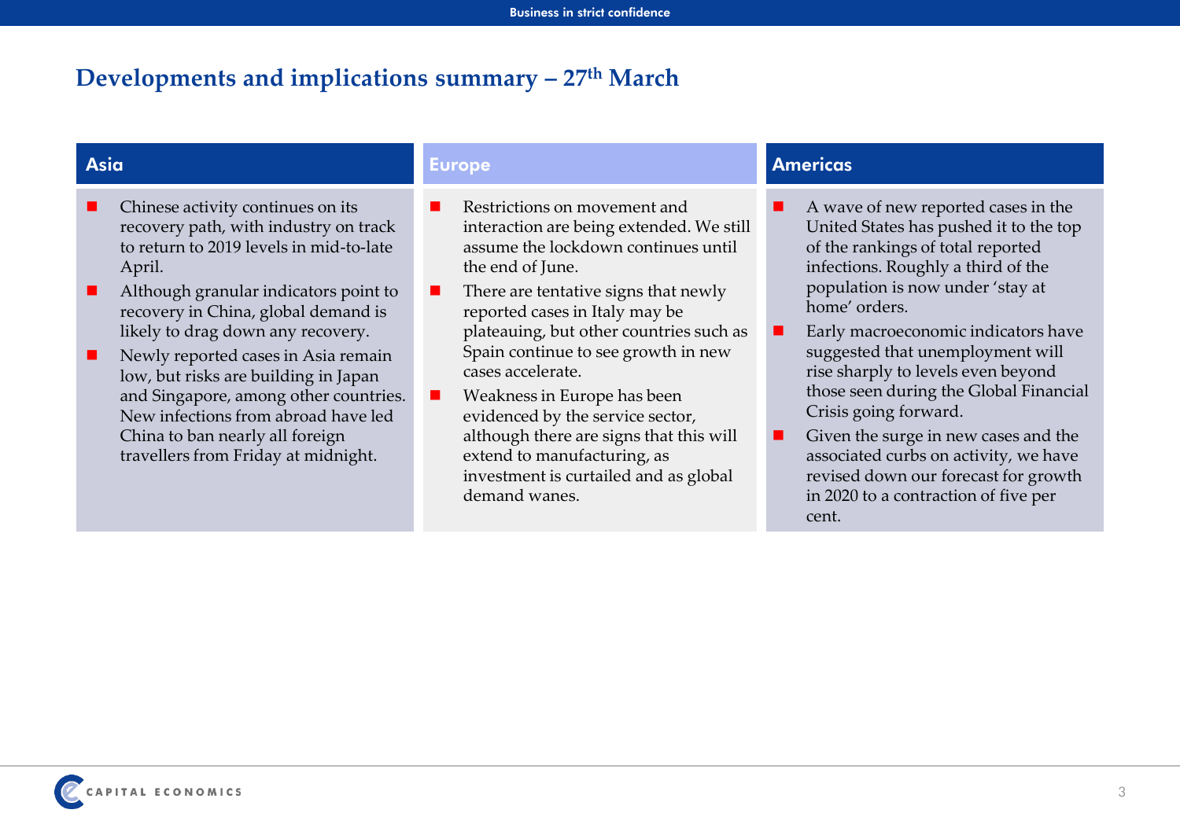# Developments and implications summary – 27th March

## Asia

- Chinese activity continues on its recovery path, with industry on track to return to 2019 levels in mid-to-late April.
- Although granular indicators point to recovery in China, global demand is likely to drag down any recovery.
- Newly reported cases in Asia remain low, but risks are building in Japan and Singapore, among other countries. New infections from abroad have led China to ban nearly all foreign travellers from Friday at midnight.

## Europe

- Restrictions on movement and interaction are being extended. We still assume the lockdown continues until the end of June.
- There are tentative signs that newly reported cases in Italy may be plateauing, but other countries such as Spain continue to see growth in new cases accelerate.
- Weakness in Europe has been evidenced by the service sector, although there are signs that this will extend to manufacturing, as investment is curtailed and as global demand wanes.

## Americas

- A wave of new reported cases in the United States has pushed it to the top of the rankings of total reported infections. Roughly a third of the population is now under 'stay at home' orders.
- Early macroeconomic indicators have suggested that unemployment will rise sharply to levels even beyond those seen during the Global Financial Crisis going forward.
- Given the surge in new cases and the associated curbs on activity, we have revised down our forecast for growth in 2020 to a contraction of five per cent.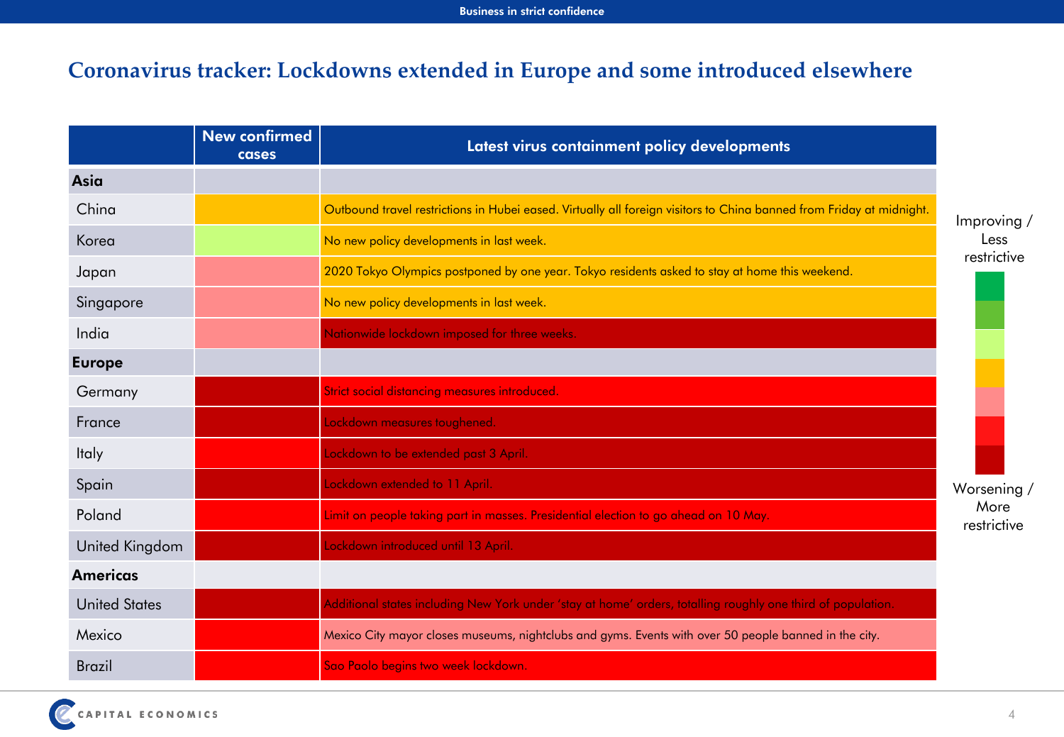# Coronavirus tracker: Lockdowns extended in Europe and some introduced elsewhere

| | New confirmed cases | Latest virus containment policy developments |
|---|---|---|
| **Asia** | | |
| China | | Outbound travel restrictions in Hubei eased. Virtually all foreign visitors to China banned from Friday at midnight. |
| Korea | | No new policy developments in last week. |
| Japan | | 2020 Tokyo Olympics postponed by one year. Tokyo residents asked to stay at home this weekend. |
| Singapore | | No new policy developments in last week. |
| India | | Nationwide lockdown imposed for three weeks. |
| **Europe** | | |
| Germany | | Strict social distancing measures introduced. |
| France | | Lockdown measures toughened. |
| Italy | | Lockdown to be extended past 3 April. |
| Spain | | Lockdown extended to 11 April. |
| Poland | | Limit on people taking part in masses. Presidential election to go ahead on 10 May. |
| United Kingdom | | Lockdown introduced until 13 April. |
| **Americas** | | |
| United States | | Additional states including New York under 'stay at home' orders, totalling roughly one third of population. |
| Mexico | | Mexico City mayor closes museums, nightclubs and gyms. Events with over 50 people banned in the city. |
| Brazil | | Sao Paolo begins two week lockdown. |

Improving / Less restrictive

Worsening / More restrictive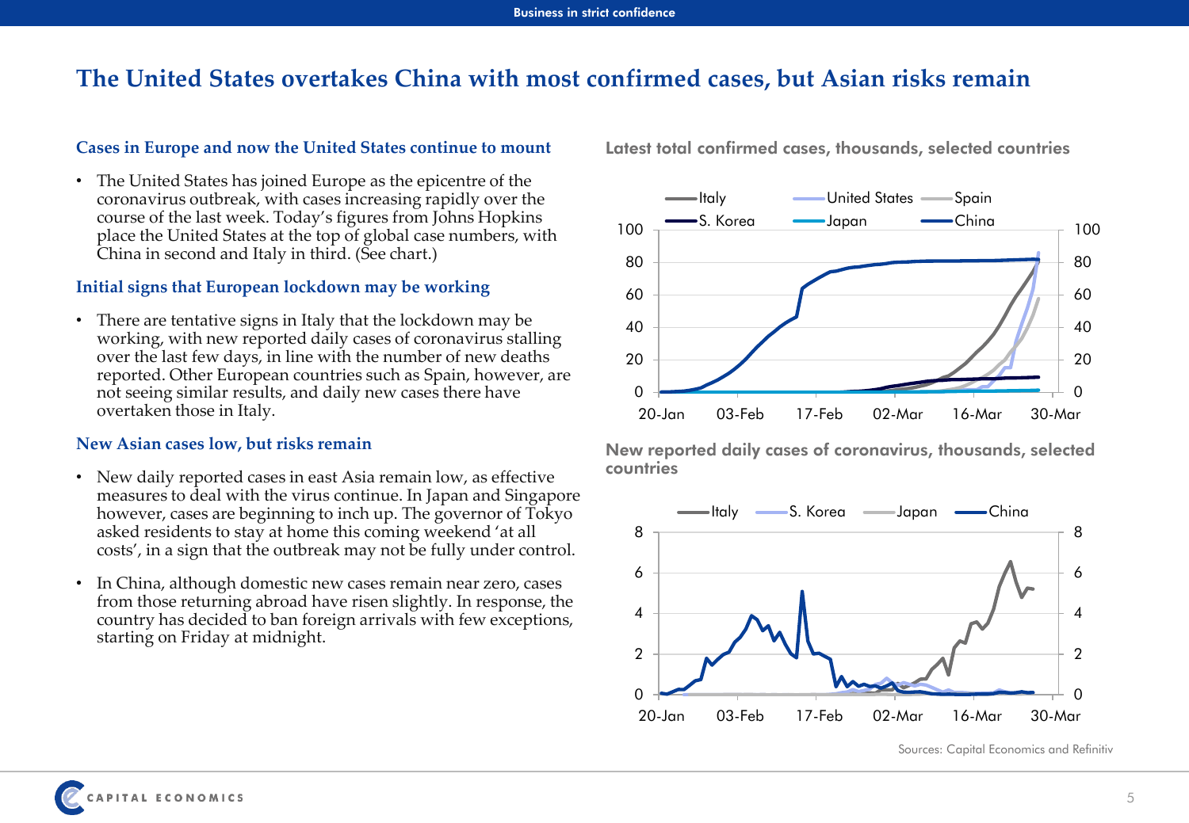# The United States overtakes China with most confirmed cases, but Asian risks remain

### Cases in Europe and now the United States continue to mount

- The United States has joined Europe as the epicentre of the coronavirus outbreak, with cases increasing rapidly over the course of the last week. Today's figures from Johns Hopkins place the United States at the top of global case numbers, with China in second and Italy in third. (See chart.)

### Initial signs that European lockdown may be working

- There are tentative signs in Italy that the lockdown may be working, with new reported daily cases of coronavirus stalling over the last few days, in line with the number of new deaths reported. Other European countries such as Spain, however, are not seeing similar results, and daily new cases there have overtaken those in Italy.

### New Asian cases low, but risks remain

- New daily reported cases in east Asia remain low, as effective measures to deal with the virus continue. In Japan and Singapore however, cases are beginning to inch up. The governor of Tokyo asked residents to stay at home this coming weekend 'at all costs', in a sign that the outbreak may not be fully under control.
- In China, although domestic new cases remain near zero, cases from those returning abroad have risen slightly. In response, the country has decided to ban foreign arrivals with few exceptions, starting on Friday at midnight.

**Latest total confirmed cases, thousands, selected countries**

**New reported daily cases of coronavirus, thousands, selected countries**

Sources: Capital Economics and Refinitiv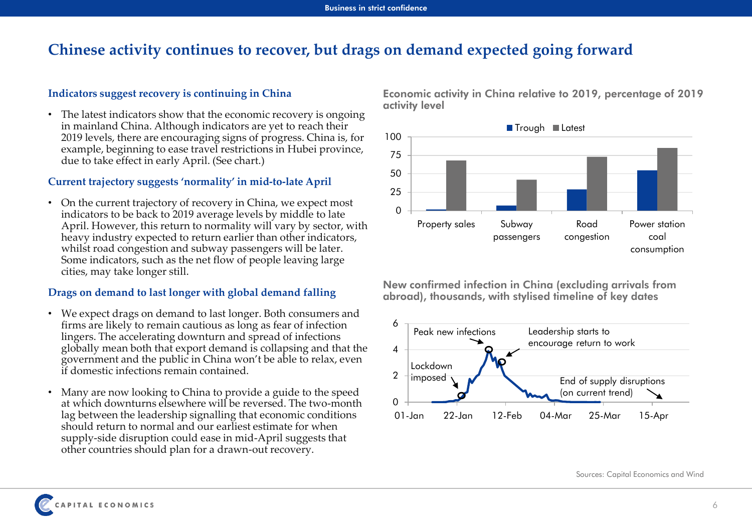# Chinese activity continues to recover, but drags on demand expected going forward

### Indicators suggest recovery is continuing in China

- The latest indicators show that the economic recovery is ongoing in mainland China. Although indicators are yet to reach their 2019 levels, there are encouraging signs of progress. China is, for example, beginning to ease travel restrictions in Hubei province, due to take effect in early April. (See chart.)

### Current trajectory suggests 'normality' in mid-to-late April

- On the current trajectory of recovery in China, we expect most indicators to be back to 2019 average levels by middle to late April. However, this return to normality will vary by sector, with heavy industry expected to return earlier than other indicators, whilst road congestion and subway passengers will be later. Some indicators, such as the net flow of people leaving large cities, may take longer still.

### Drags on demand to last longer with global demand falling

- We expect drags on demand to last longer. Both consumers and firms are likely to remain cautious as long as fear of infection lingers. The accelerating downturn and spread of infections globally mean both that export demand is collapsing and that the government and the public in China won't be able to relax, even if domestic infections remain contained.
- Many are now looking to China to provide a guide to the speed at which downturns elsewhere will be reversed. The two-month lag between the leadership signalling that economic conditions should return to normal and our earliest estimate for when supply-side disruption could ease in mid-April suggests that other countries should plan for a drawn-out recovery.

**Economic activity in China relative to 2019, percentage of 2019 activity level**

| | Trough | Latest |
|---|---|---|
| Property sales | ~2 | ~68 |
| Subway passengers | ~7 | ~42 |
| Road congestion | ~29 | ~73 |
| Power station coal consumption | ~55 | ~85 |

**New confirmed infection in China (excluding arrivals from abroad), thousands, with stylised timeline of key dates**

Chart annotations: Lockdown imposed; Peak new infections; Leadership starts to encourage return to work; End of supply disruptions (on current trend). X-axis: 01-Jan, 22-Jan, 12-Feb, 04-Mar, 25-Mar, 15-Apr. Y-axis: 0–6.

Sources: Capital Economics and Wind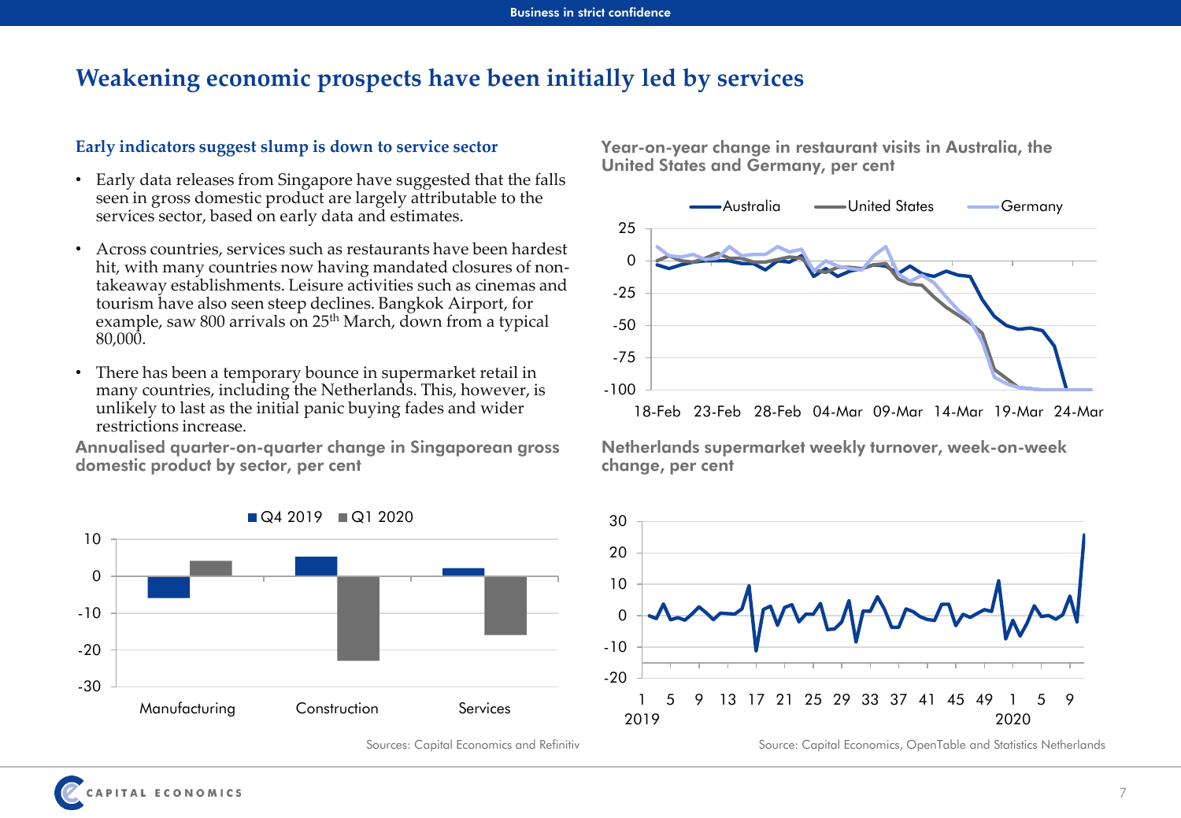# Weakening economic prospects have been initially led by services

### Early indicators suggest slump is down to service sector

- Early data releases from Singapore have suggested that the falls seen in gross domestic product are largely attributable to the services sector, based on early data and estimates.
- Across countries, services such as restaurants have been hardest hit, with many countries now having mandated closures of non-takeaway establishments. Leisure activities such as cinemas and tourism have also seen steep declines. Bangkok Airport, for example, saw 800 arrivals on 25th March, down from a typical 80,000.
- There has been a temporary bounce in supermarket retail in many countries, including the Netherlands. This, however, is unlikely to last as the initial panic buying fades and wider restrictions increase.

**Year-on-year change in restaurant visits in Australia, the United States and Germany, per cent**

Legend: Australia, United States, Germany

Y-axis: 25, 0, -25, -50, -75, -100

X-axis: 18-Feb, 23-Feb, 28-Feb, 04-Mar, 09-Mar, 14-Mar, 19-Mar, 24-Mar

**Annualised quarter-on-quarter change in Singaporean gross domestic product by sector, per cent**

Legend: Q4 2019, Q1 2020

Y-axis: 10, 0, -10, -20, -30

X-axis: Manufacturing, Construction, Services

Sources: Capital Economics and Refinitiv

**Netherlands supermarket weekly turnover, week-on-week change, per cent**

Y-axis: 30, 20, 10, 0, -10, -20

X-axis: 1, 5, 9, 13, 17, 21, 25, 29, 33, 37, 41, 45, 49 (2019), 1, 5, 9 (2020)

Source: Capital Economics, OpenTable and Statistics Netherlands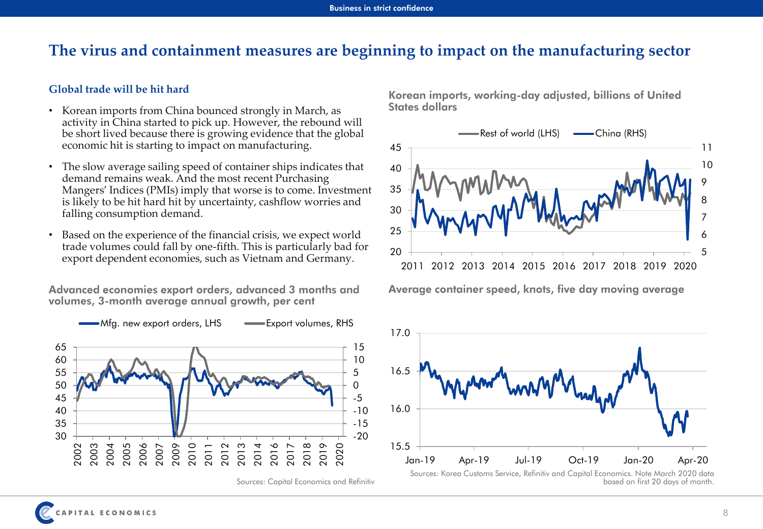# The virus and containment measures are beginning to impact on the manufacturing sector

## Global trade will be hit hard

- Korean imports from China bounced strongly in March, as activity in China started to pick up. However, the rebound will be short lived because there is growing evidence that the global economic hit is starting to impact on manufacturing.
- The slow average sailing speed of container ships indicates that demand remains weak. And the most recent Purchasing Mangers' Indices (PMIs) imply that worse is to come. Investment is likely to be hit hard hit by uncertainty, cashflow worries and falling consumption demand.
- Based on the experience of the financial crisis, we expect world trade volumes could fall by one-fifth. This is particularly bad for export dependent economies, such as Vietnam and Germany.

**Advanced economies export orders, advanced 3 months and volumes, 3-month average annual growth, per cent**

Sources: Capital Economics and Refinitiv

**Korean imports, working-day adjusted, billions of United States dollars**

**Average container speed, knots, five day moving average**

Sources: Korea Customs Service, Refinitiv and Capital Economics. Note March 2020 data based on first 20 days of month.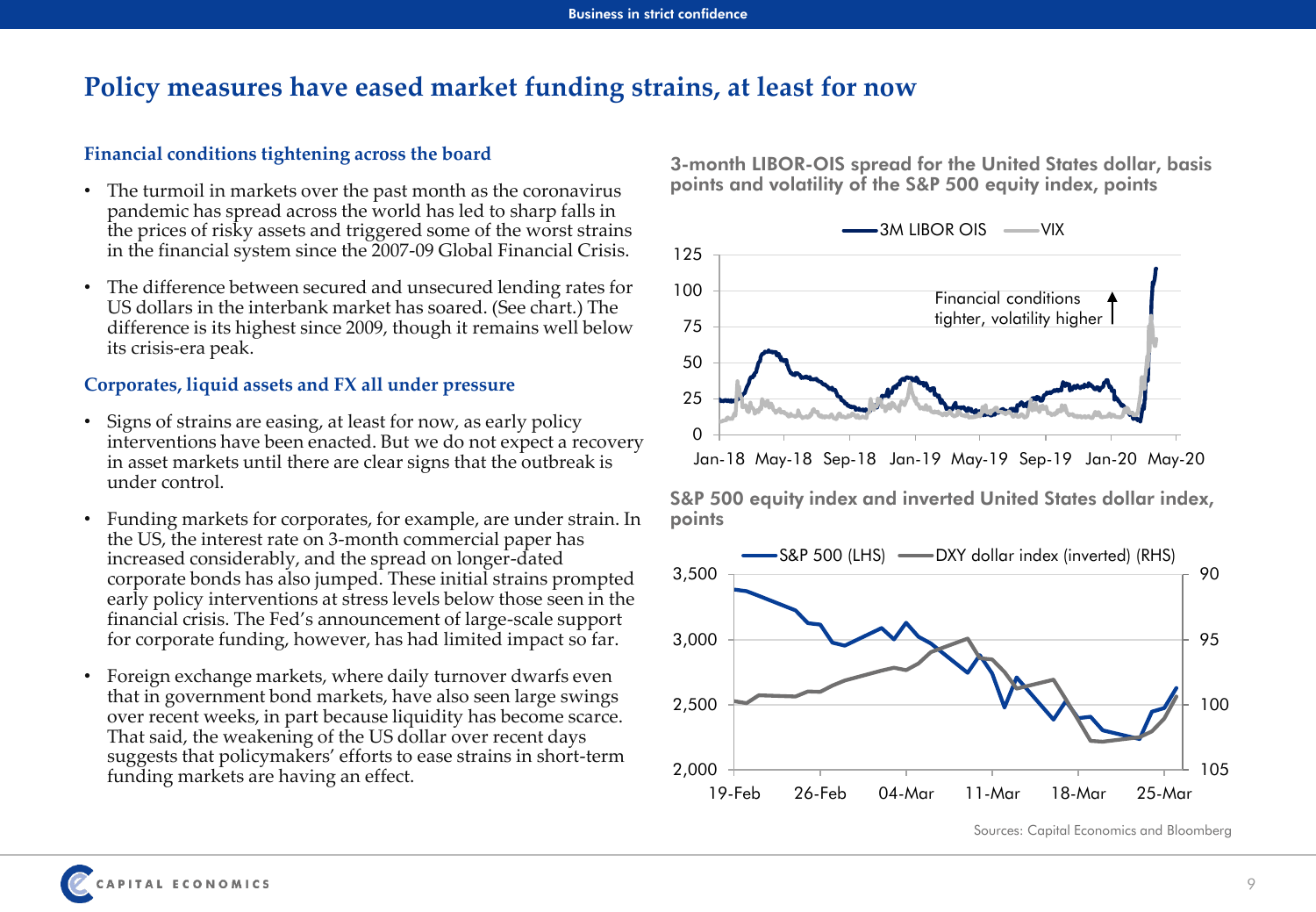# Policy measures have eased market funding strains, at least for now

### Financial conditions tightening across the board

- The turmoil in markets over the past month as the coronavirus pandemic has spread across the world has led to sharp falls in the prices of risky assets and triggered some of the worst strains in the financial system since the 2007-09 Global Financial Crisis.
- The difference between secured and unsecured lending rates for US dollars in the interbank market has soared. (See chart.) The difference is its highest since 2009, though it remains well below its crisis-era peak.

### Corporates, liquid assets and FX all under pressure

- Signs of strains are easing, at least for now, as early policy interventions have been enacted. But we do not expect a recovery in asset markets until there are clear signs that the outbreak is under control.
- Funding markets for corporates, for example, are under strain. In the US, the interest rate on 3-month commercial paper has increased considerably, and the spread on longer-dated corporate bonds has also jumped. These initial strains prompted early policy interventions at stress levels below those seen in the financial crisis. The Fed's announcement of large-scale support for corporate funding, however, has had limited impact so far.
- Foreign exchange markets, where daily turnover dwarfs even that in government bond markets, have also seen large swings over recent weeks, in part because liquidity has become scarce. That said, the weakening of the US dollar over recent days suggests that policymakers' efforts to ease strains in short-term funding markets are having an effect.

**3-month LIBOR-OIS spread for the United States dollar, basis points and volatility of the S&P 500 equity index, points**

**S&P 500 equity index and inverted United States dollar index, points**

Sources: Capital Economics and Bloomberg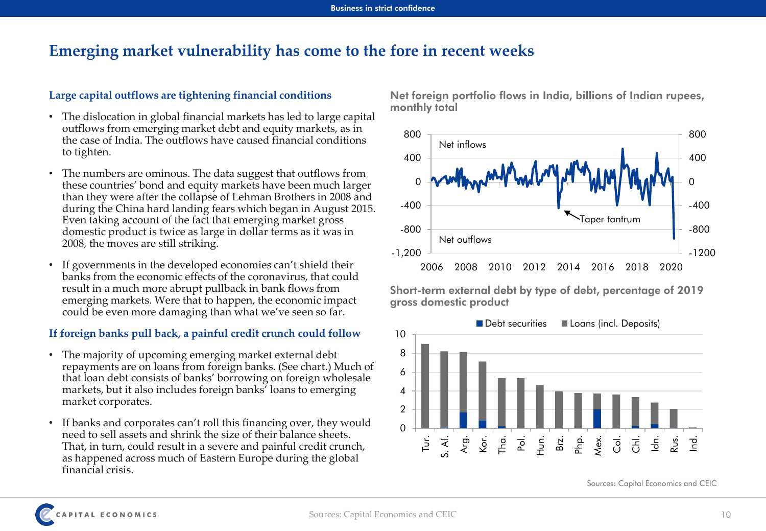# Emerging market vulnerability has come to the fore in recent weeks

## Large capital outflows are tightening financial conditions

- The dislocation in global financial markets has led to large capital outflows from emerging market debt and equity markets, as in the case of India. The outflows have caused financial conditions to tighten.
- The numbers are ominous. The data suggest that outflows from these countries' bond and equity markets have been much larger than they were after the collapse of Lehman Brothers in 2008 and during the China hard landing fears which began in August 2015. Even taking account of the fact that emerging market gross domestic product is twice as large in dollar terms as it was in 2008, the moves are still striking.
- If governments in the developed economies can't shield their banks from the economic effects of the coronavirus, that could result in a much more abrupt pullback in bank flows from emerging markets. Were that to happen, the economic impact could be even more damaging than what we've seen so far.

## If foreign banks pull back, a painful credit crunch could follow

- The majority of upcoming emerging market external debt repayments are on loans from foreign banks. (See chart.) Much of that loan debt consists of banks' borrowing on foreign wholesale markets, but it also includes foreign banks' loans to emerging market corporates.
- If banks and corporates can't roll this financing over, they would need to sell assets and shrink the size of their balance sheets. That, in turn, could result in a severe and painful credit crunch, as happened across much of Eastern Europe during the global financial crisis.

**Net foreign portfolio flows in India, billions of Indian rupees, monthly total**

**Short-term external debt by type of debt, percentage of 2019 gross domestic product**

Sources: Capital Economics and CEIC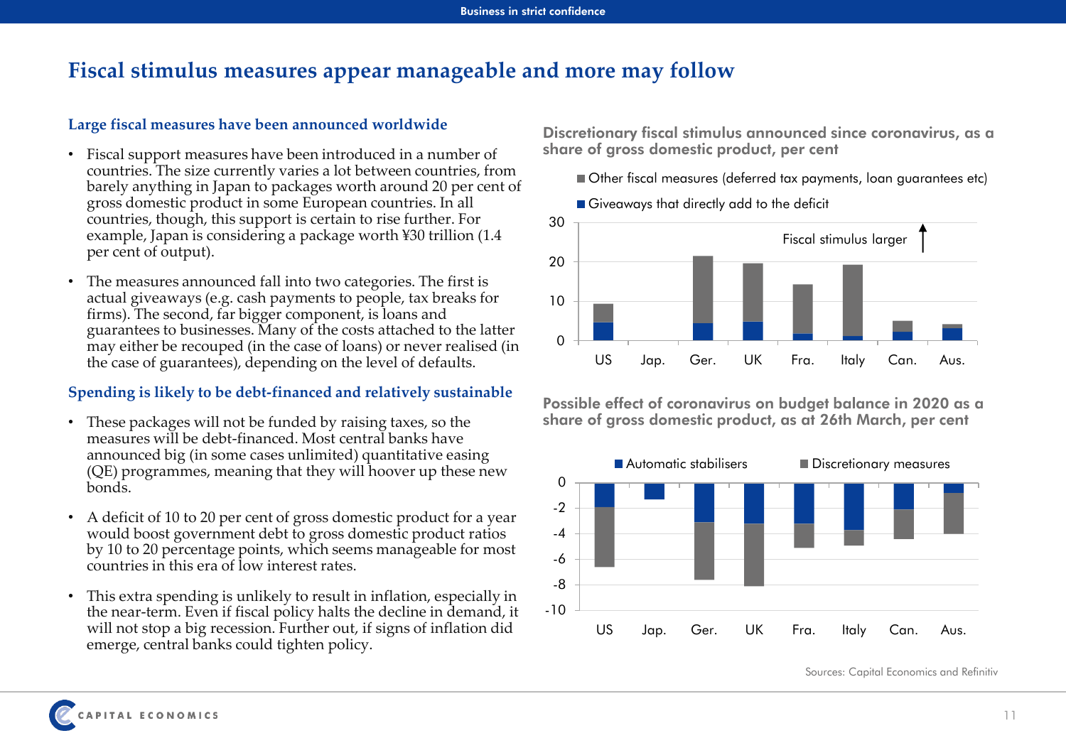# Fiscal stimulus measures appear manageable and more may follow

### Large fiscal measures have been announced worldwide

- Fiscal support measures have been introduced in a number of countries. The size currently varies a lot between countries, from barely anything in Japan to packages worth around 20 per cent of gross domestic product in some European countries. In all countries, though, this support is certain to rise further. For example, Japan is considering a package worth ¥30 trillion (1.4 per cent of output).
- The measures announced fall into two categories. The first is actual giveaways (e.g. cash payments to people, tax breaks for firms). The second, far bigger component, is loans and guarantees to businesses. Many of the costs attached to the latter may either be recouped (in the case of loans) or never realised (in the case of guarantees), depending on the level of defaults.

### Spending is likely to be debt-financed and relatively sustainable

- These packages will not be funded by raising taxes, so the measures will be debt-financed. Most central banks have announced big (in some cases unlimited) quantitative easing (QE) programmes, meaning that they will hoover up these new bonds.
- A deficit of 10 to 20 per cent of gross domestic product for a year would boost government debt to gross domestic product ratios by 10 to 20 percentage points, which seems manageable for most countries in this era of low interest rates.
- This extra spending is unlikely to result in inflation, especially in the near-term. Even if fiscal policy halts the decline in demand, it will not stop a big recession. Further out, if signs of inflation did emerge, central banks could tighten policy.

**Discretionary fiscal stimulus announced since coronavirus, as a share of gross domestic product, per cent**

Legend: Other fiscal measures (deferred tax payments, loan guarantees etc); Giveaways that directly add to the deficit

Annotation: Fiscal stimulus larger ↑

Y-axis: 0, 10, 20, 30. Countries: US, Jap., Ger., UK, Fra., Italy, Can., Aus.

**Possible effect of coronavirus on budget balance in 2020 as a share of gross domestic product, as at 26th March, per cent**

Legend: Automatic stabilisers; Discretionary measures

Y-axis: 0, -2, -4, -6, -8, -10. Countries: US, Jap., Ger., UK, Fra., Italy, Can., Aus.

Sources: Capital Economics and Refinitiv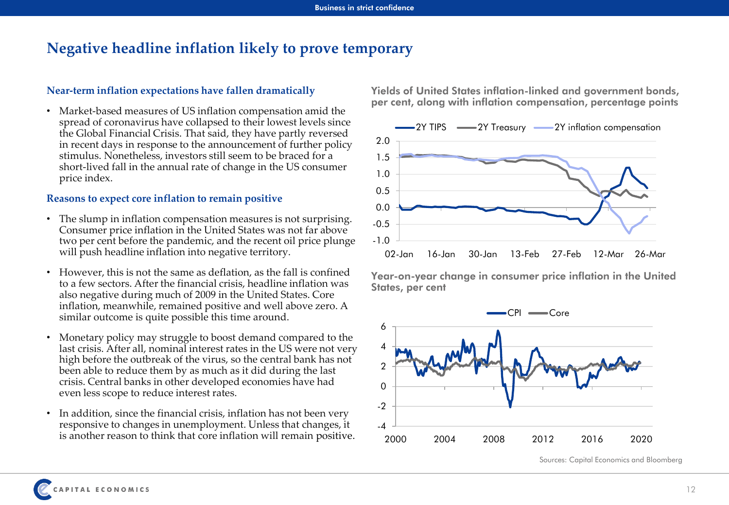# Negative headline inflation likely to prove temporary

### Near-term inflation expectations have fallen dramatically

- Market-based measures of US inflation compensation amid the spread of coronavirus have collapsed to their lowest levels since the Global Financial Crisis. That said, they have partly reversed in recent days in response to the announcement of further policy stimulus. Nonetheless, investors still seem to be braced for a short-lived fall in the annual rate of change in the US consumer price index.

### Reasons to expect core inflation to remain positive

- The slump in inflation compensation measures is not surprising. Consumer price inflation in the United States was not far above two per cent before the pandemic, and the recent oil price plunge will push headline inflation into negative territory.
- However, this is not the same as deflation, as the fall is confined to a few sectors. After the financial crisis, headline inflation was also negative during much of 2009 in the United States. Core inflation, meanwhile, remained positive and well above zero. A similar outcome is quite possible this time around.
- Monetary policy may struggle to boost demand compared to the last crisis. After all, nominal interest rates in the US were not very high before the outbreak of the virus, so the central bank has not been able to reduce them by as much as it did during the last crisis. Central banks in other developed economies have had even less scope to reduce interest rates.
- In addition, since the financial crisis, inflation has not been very responsive to changes in unemployment. Unless that changes, it is another reason to think that core inflation will remain positive.

**Yields of United States inflation-linked and government bonds, per cent, along with inflation compensation, percentage points**

**Year-on-year change in consumer price inflation in the United States, per cent**

Sources: Capital Economics and Bloomberg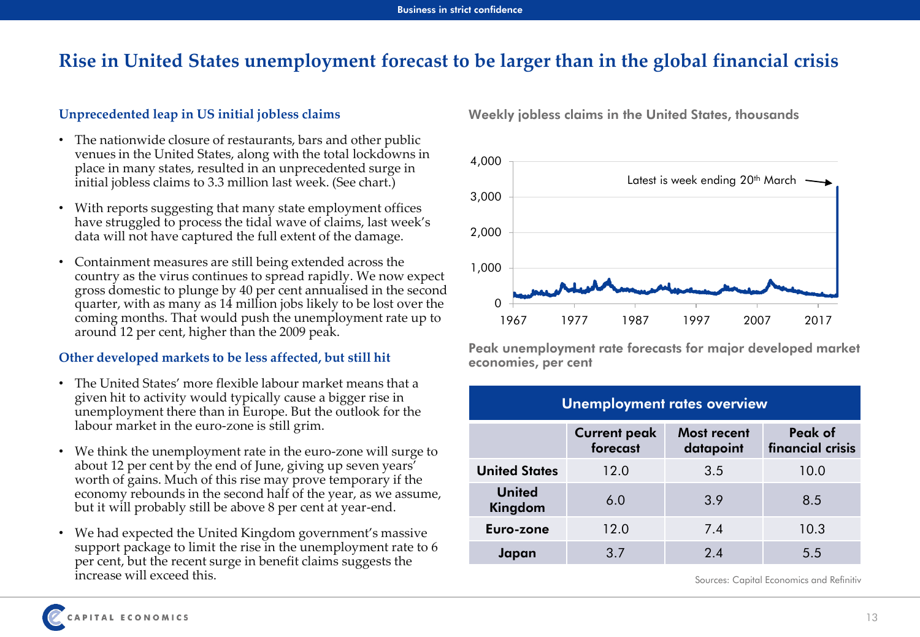# Rise in United States unemployment forecast to be larger than in the global financial crisis

## Unprecedented leap in US initial jobless claims

- The nationwide closure of restaurants, bars and other public venues in the United States, along with the total lockdowns in place in many states, resulted in an unprecedented surge in initial jobless claims to 3.3 million last week. (See chart.)
- With reports suggesting that many state employment offices have struggled to process the tidal wave of claims, last week's data will not have captured the full extent of the damage.
- Containment measures are still being extended across the country as the virus continues to spread rapidly. We now expect gross domestic to plunge by 40 per cent annualised in the second quarter, with as many as 14 million jobs likely to be lost over the coming months. That would push the unemployment rate up to around 12 per cent, higher than the 2009 peak.

## Other developed markets to be less affected, but still hit

- The United States' more flexible labour market means that a given hit to activity would typically cause a bigger rise in unemployment there than in Europe. But the outlook for the labour market in the euro-zone is still grim.
- We think the unemployment rate in the euro-zone will surge to about 12 per cent by the end of June, giving up seven years' worth of gains. Much of this rise may prove temporary if the economy rebounds in the second half of the year, as we assume, but it will probably still be above 8 per cent at year-end.
- We had expected the United Kingdom government's massive support package to limit the rise in the unemployment rate to 6 per cent, but the recent surge in benefit claims suggests the increase will exceed this.

**Weekly jobless claims in the United States, thousands**

Latest is week ending 20th March

**Peak unemployment rate forecasts for major developed market economies, per cent**

| Unemployment rates overview | | | |
|---|---|---|---|
| | Current peak forecast | Most recent datapoint | Peak of financial crisis |
| United States | 12.0 | 3.5 | 10.0 |
| United Kingdom | 6.0 | 3.9 | 8.5 |
| Euro-zone | 12.0 | 7.4 | 10.3 |
| Japan | 3.7 | 2.4 | 5.5 |

Sources: Capital Economics and Refinitiv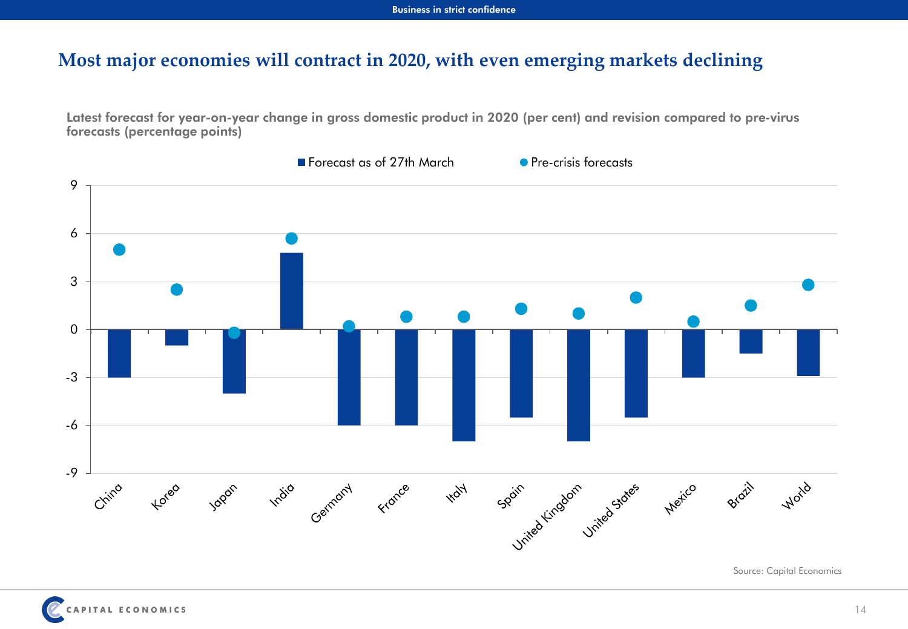# Most major economies will contract in 2020, with even emerging markets declining

Latest forecast for year-on-year change in gross domestic product in 2020 (per cent) and revision compared to pre-virus forecasts (percentage points)

Source: Capital Economics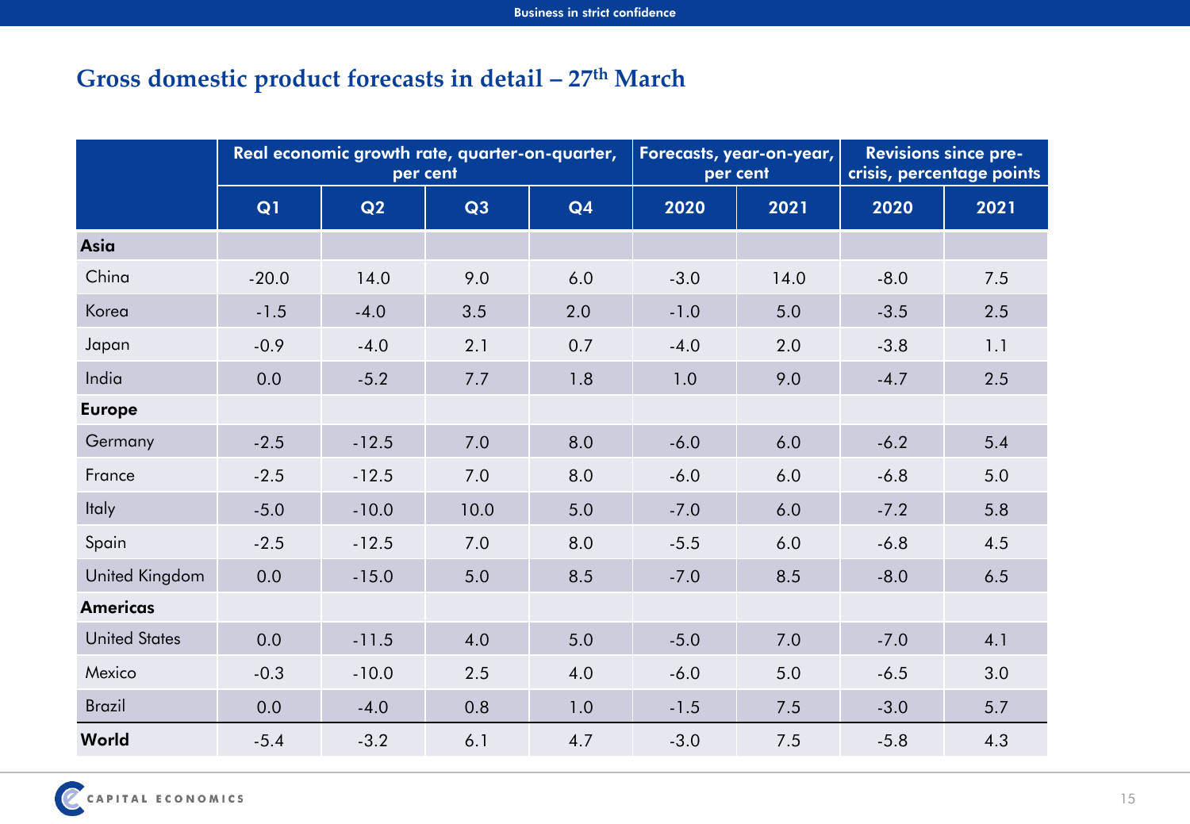## Gross domestic product forecasts in detail – 27th March

| | Real economic growth rate, quarter-on-quarter, per cent | | | | Forecasts, year-on-year, per cent | | Revisions since pre-crisis, percentage points | |
|---|---|---|---|---|---|---|---|---|
| | Q1 | Q2 | Q3 | Q4 | 2020 | 2021 | 2020 | 2021 |
| **Asia** | | | | | | | | |
| China | -20.0 | 14.0 | 9.0 | 6.0 | -3.0 | 14.0 | -8.0 | 7.5 |
| Korea | -1.5 | -4.0 | 3.5 | 2.0 | -1.0 | 5.0 | -3.5 | 2.5 |
| Japan | -0.9 | -4.0 | 2.1 | 0.7 | -4.0 | 2.0 | -3.8 | 1.1 |
| India | 0.0 | -5.2 | 7.7 | 1.8 | 1.0 | 9.0 | -4.7 | 2.5 |
| **Europe** | | | | | | | | |
| Germany | -2.5 | -12.5 | 7.0 | 8.0 | -6.0 | 6.0 | -6.2 | 5.4 |
| France | -2.5 | -12.5 | 7.0 | 8.0 | -6.0 | 6.0 | -6.8 | 5.0 |
| Italy | -5.0 | -10.0 | 10.0 | 5.0 | -7.0 | 6.0 | -7.2 | 5.8 |
| Spain | -2.5 | -12.5 | 7.0 | 8.0 | -5.5 | 6.0 | -6.8 | 4.5 |
| United Kingdom | 0.0 | -15.0 | 5.0 | 8.5 | -7.0 | 8.5 | -8.0 | 6.5 |
| **Americas** | | | | | | | | |
| United States | 0.0 | -11.5 | 4.0 | 5.0 | -5.0 | 7.0 | -7.0 | 4.1 |
| Mexico | -0.3 | -10.0 | 2.5 | 4.0 | -6.0 | 5.0 | -6.5 | 3.0 |
| Brazil | 0.0 | -4.0 | 0.8 | 1.0 | -1.5 | 7.5 | -3.0 | 5.7 |
| **World** | -5.4 | -3.2 | 6.1 | 4.7 | -3.0 | 7.5 | -5.8 | 4.3 |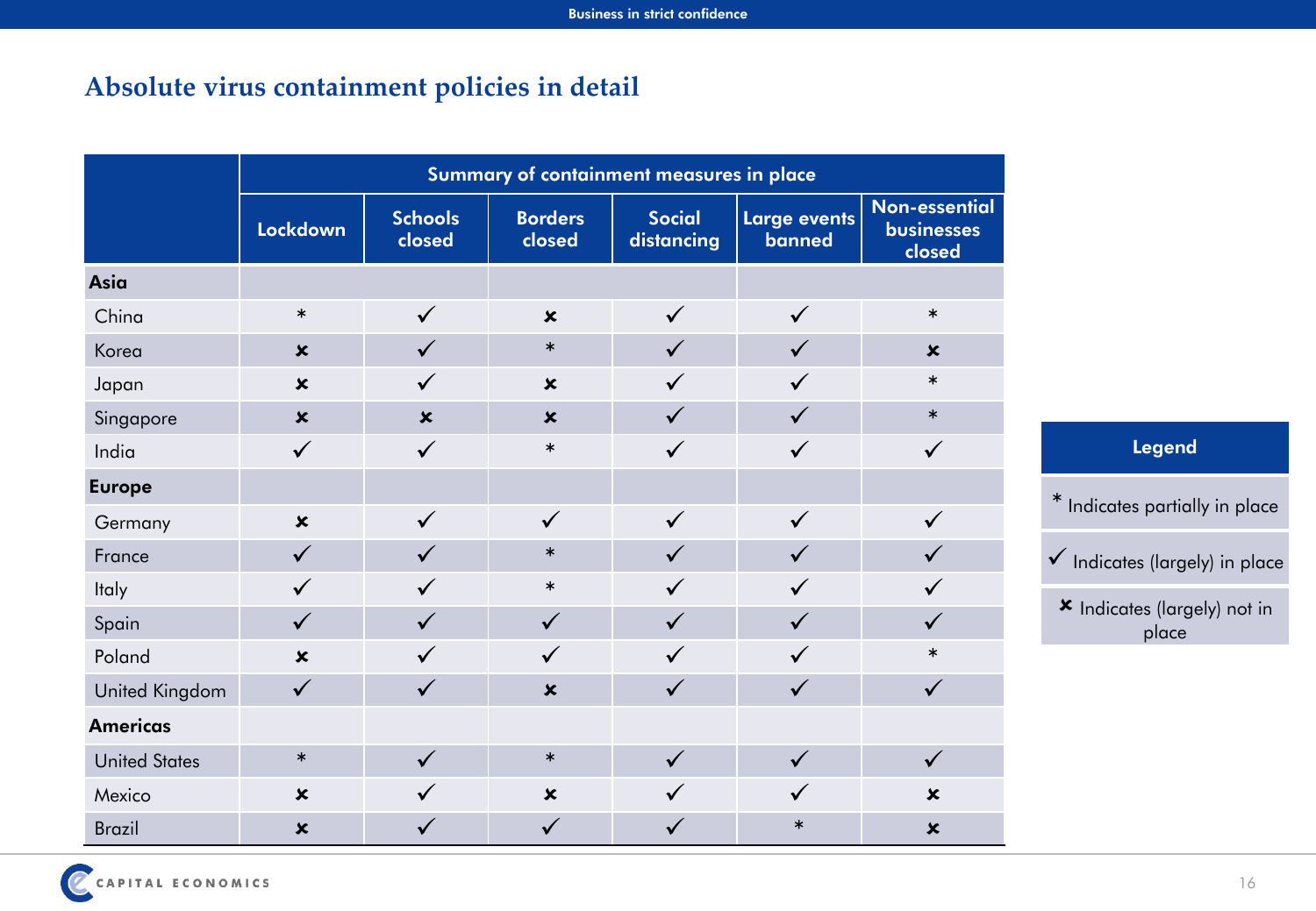## Absolute virus containment policies in detail

| | Summary of containment measures in place | | | | | |
|---|---|---|---|---|---|---|
| | Lockdown | Schools closed | Borders closed | Social distancing | Large events banned | Non-essential businesses closed |
| **Asia** | | | | | | |
| China | * | ✓ | ✗ | ✓ | ✓ | * |
| Korea | ✗ | ✓ | * | ✓ | ✓ | ✗ |
| Japan | ✗ | ✓ | ✗ | ✓ | ✓ | * |
| Singapore | ✗ | ✗ | ✗ | ✓ | ✓ | * |
| India | ✓ | ✓ | * | ✓ | ✓ | ✓ |
| **Europe** | | | | | | |
| Germany | ✗ | ✓ | ✓ | ✓ | ✓ | ✓ |
| France | ✓ | ✓ | * | ✓ | ✓ | ✓ |
| Italy | ✓ | ✓ | * | ✓ | ✓ | ✓ |
| Spain | ✓ | ✓ | ✓ | ✓ | ✓ | ✓ |
| Poland | ✗ | ✓ | ✓ | ✓ | ✓ | * |
| United Kingdom | ✓ | ✓ | ✗ | ✓ | ✓ | ✓ |
| **Americas** | | | | | | |
| United States | * | ✓ | * | ✓ | ✓ | ✓ |
| Mexico | ✗ | ✓ | ✗ | ✓ | ✓ | ✗ |
| Brazil | ✗ | ✓ | ✓ | ✓ | * | ✗ |

| Legend |
|---|
| * Indicates partially in place |
| ✓ Indicates (largely) in place |
| ✗ Indicates (largely) not in place |